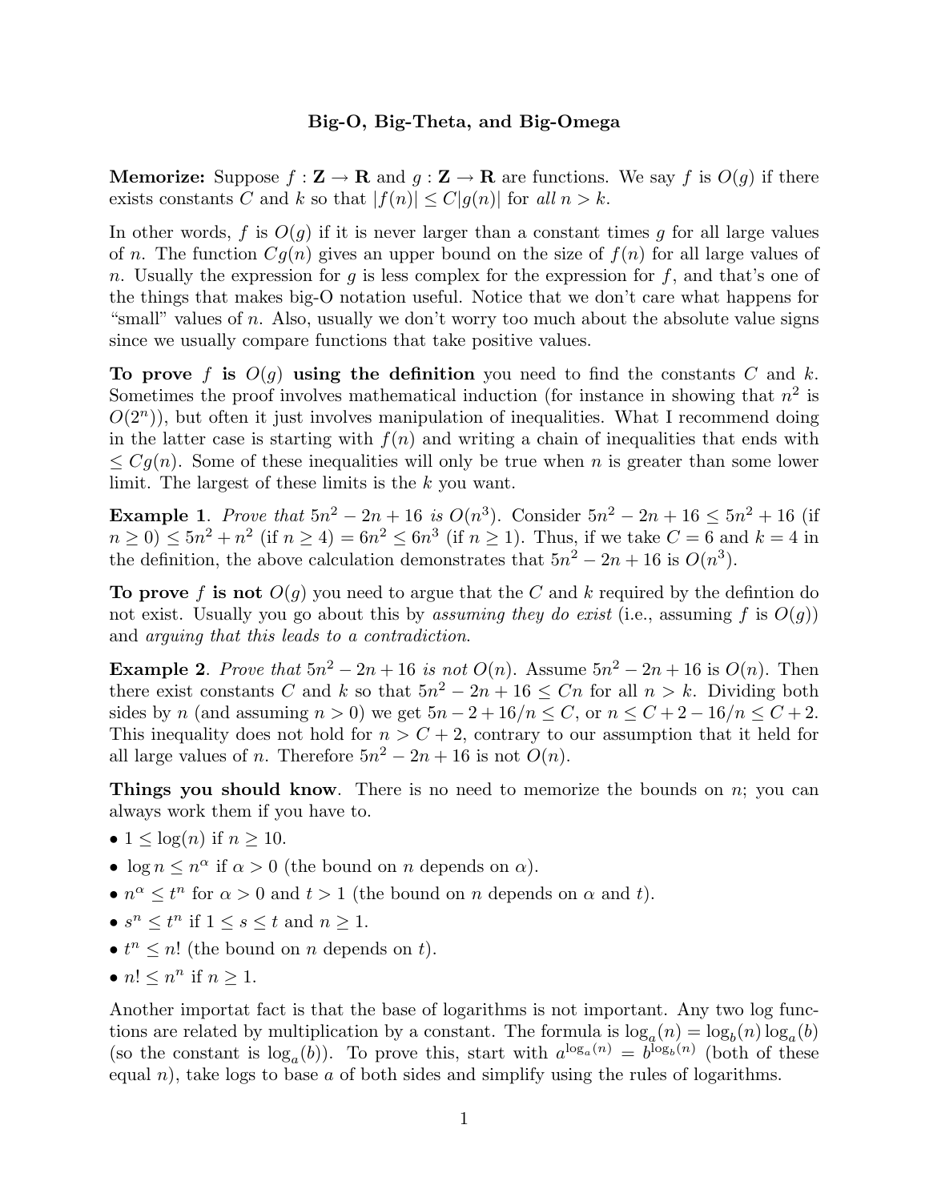# Big-O, Big-Theta, and Big-Omega

**Memorize:** Suppose $f : \mathbf{Z} \to \mathbf{R}$ and $g : \mathbf{Z} \to \mathbf{R}$ are functions. We say $f$ is $O(g)$ if there exists constants $C$ and $k$ so that $|f(n)| \leq C|g(n)|$ for *all* $n > k$.

In other words, $f$ is $O(g)$ if it is never larger than a constant times $g$ for all large values of $n$. The function $Cg(n)$ gives an upper bound on the size of $f(n)$ for all large values of $n$. Usually the expression for $g$ is less complex for the expression for $f$, and that's one of the things that makes big-O notation useful. Notice that we don't care what happens for "small" values of $n$. Also, usually we don't worry too much about the absolute value signs since we usually compare functions that take positive values.

**To prove $f$ is $O(g)$ using the definition** you need to find the constants $C$ and $k$. Sometimes the proof involves mathematical induction (for instance in showing that $n^2$ is $O(2^n)$), but often it just involves manipulation of inequalities. What I recommend doing in the latter case is starting with $f(n)$ and writing a chain of inequalities that ends with $\leq Cg(n)$. Some of these inequalities will only be true when $n$ is greater than some lower limit. The largest of these limits is the $k$ you want.

**Example 1**. *Prove that $5n^2 - 2n + 16$ is $O(n^3)$.* Consider $5n^2 - 2n + 16 \leq 5n^2 + 16$ (if $n \geq 0$) $\leq 5n^2 + n^2$ (if $n \geq 4$) $= 6n^2 \leq 6n^3$ (if $n \geq 1$). Thus, if we take $C = 6$ and $k = 4$ in the definition, the above calculation demonstrates that $5n^2 - 2n + 16$ is $O(n^3)$.

**To prove $f$ is not $O(g)$** you need to argue that the $C$ and $k$ required by the defintion do not exist. Usually you go about this by *assuming they do exist* (i.e., assuming $f$ is $O(g)$) and *arguing that this leads to a contradiction*.

**Example 2**. *Prove that $5n^2 - 2n + 16$ is not $O(n)$.* Assume $5n^2 - 2n + 16$ is $O(n)$. Then there exist constants $C$ and $k$ so that $5n^2 - 2n + 16 \leq Cn$ for all $n > k$. Dividing both sides by $n$ (and assuming $n > 0$) we get $5n - 2 + 16/n \leq C$, or $n \leq C + 2 - 16/n \leq C + 2$. This inequality does not hold for $n > C + 2$, contrary to our assumption that it held for all large values of $n$. Therefore $5n^2 - 2n + 16$ is not $O(n)$.

**Things you should know**. There is no need to memorize the bounds on $n$; you can always work them if you have to.

- $1 \leq \log(n)$ if $n \geq 10$.
- $\log n \leq n^\alpha$ if $\alpha > 0$ (the bound on $n$ depends on $\alpha$).
- $n^\alpha \leq t^n$ for $\alpha > 0$ and $t > 1$ (the bound on $n$ depends on $\alpha$ and $t$).
- $s^n \leq t^n$ if $1 \leq s \leq t$ and $n \geq 1$.
- $t^n \leq n!$ (the bound on $n$ depends on $t$).
- $n! \leq n^n$ if $n \geq 1$.

Another importat fact is that the base of logarithms is not important. Any two log functions are related by multiplication by a constant. The formula is $\log_a(n) = \log_b(n)\log_a(b)$ (so the constant is $\log_a(b)$). To prove this, start with $a^{\log_a(n)} = b^{\log_b(n)}$ (both of these equal $n$), take logs to base $a$ of both sides and simplify using the rules of logarithms.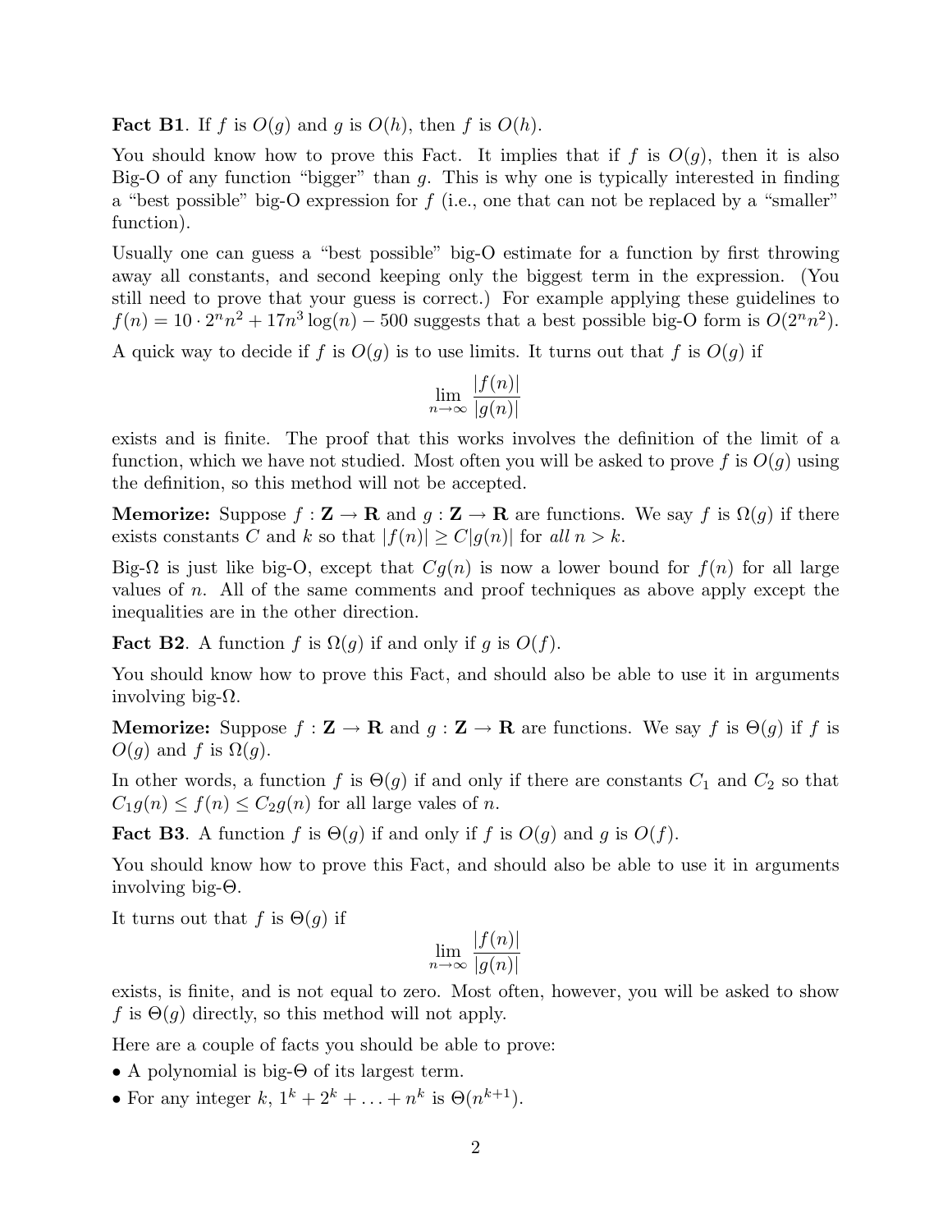**Fact B1**. If $f$ is $O(g)$ and $g$ is $O(h)$, then $f$ is $O(h)$.

You should know how to prove this Fact. It implies that if $f$ is $O(g)$, then it is also Big-O of any function "bigger" than $g$. This is why one is typically interested in finding a "best possible" big-O expression for $f$ (i.e., one that can not be replaced by a "smaller" function).

Usually one can guess a "best possible" big-O estimate for a function by first throwing away all constants, and second keeping only the biggest term in the expression. (You still need to prove that your guess is correct.) For example applying these guidelines to $f(n) = 10 \cdot 2^n n^2 + 17n^3 \log(n) - 500$ suggests that a best possible big-O form is $O(2^n n^2)$.

A quick way to decide if $f$ is $O(g)$ is to use limits. It turns out that $f$ is $O(g)$ if

$$\lim_{n\to\infty} \frac{|f(n)|}{|g(n)|}$$

exists and is finite. The proof that this works involves the definition of the limit of a function, which we have not studied. Most often you will be asked to prove $f$ is $O(g)$ using the definition, so this method will not be accepted.

**Memorize:** Suppose $f : \mathbf{Z} \to \mathbf{R}$ and $g : \mathbf{Z} \to \mathbf{R}$ are functions. We say $f$ is $\Omega(g)$ if there exists constants $C$ and $k$ so that $|f(n)| \geq C|g(n)|$ for *all* $n > k$.

Big-$\Omega$ is just like big-O, except that $Cg(n)$ is now a lower bound for $f(n)$ for all large values of $n$. All of the same comments and proof techniques as above apply except the inequalities are in the other direction.

**Fact B2**. A function $f$ is $\Omega(g)$ if and only if $g$ is $O(f)$.

You should know how to prove this Fact, and should also be able to use it in arguments involving big-$\Omega$.

**Memorize:** Suppose $f : \mathbf{Z} \to \mathbf{R}$ and $g : \mathbf{Z} \to \mathbf{R}$ are functions. We say $f$ is $\Theta(g)$ if $f$ is $O(g)$ and $f$ is $\Omega(g)$.

In other words, a function $f$ is $\Theta(g)$ if and only if there are constants $C_1$ and $C_2$ so that $C_1 g(n) \leq f(n) \leq C_2 g(n)$ for all large vales of $n$.

**Fact B3**. A function $f$ is $\Theta(g)$ if and only if $f$ is $O(g)$ and $g$ is $O(f)$.

You should know how to prove this Fact, and should also be able to use it in arguments involving big-$\Theta$.

It turns out that $f$ is $\Theta(g)$ if

$$\lim_{n\to\infty} \frac{|f(n)|}{|g(n)|}$$

exists, is finite, and is not equal to zero. Most often, however, you will be asked to show $f$ is $\Theta(g)$ directly, so this method will not apply.

Here are a couple of facts you should be able to prove:

- A polynomial is big-$\Theta$ of its largest term.
- For any integer $k$, $1^k + 2^k + \ldots + n^k$ is $\Theta(n^{k+1})$.